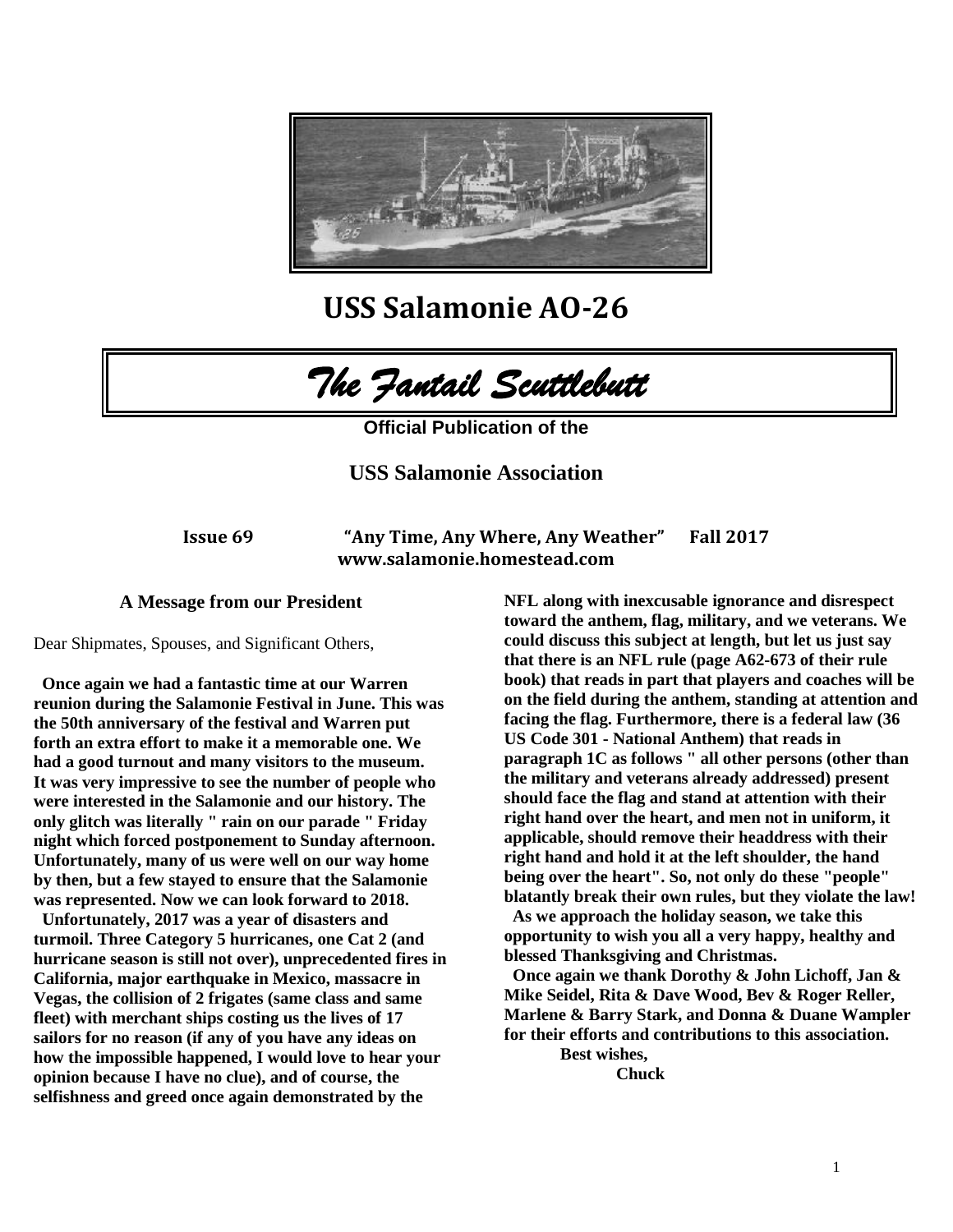# USS Salamonie AO-26

## *The Fantail Scuttlebutt*

**Official Publication of the**

**USS Salamonie Association**

**Issue 69 "Any Time, Any Where, Any Weather" Fall 2017**
**www.salamonie.homestead.com**

### A Message from our President

Dear Shipmates, Spouses, and Significant Others,

**Once again we had a fantastic time at our Warren reunion during the Salamonie Festival in June. This was the 50th anniversary of the festival and Warren put forth an extra effort to make it a memorable one. We had a good turnout and many visitors to the museum. It was very impressive to see the number of people who were interested in the Salamonie and our history. The only glitch was literally " rain on our parade " Friday night which forced postponement to Sunday afternoon. Unfortunately, many of us were well on our way home by then, but a few stayed to ensure that the Salamonie was represented. Now we can look forward to 2018.**

**Unfortunately, 2017 was a year of disasters and turmoil. Three Category 5 hurricanes, one Cat 2 (and hurricane season is still not over), unprecedented fires in California, major earthquake in Mexico, massacre in Vegas, the collision of 2 frigates (same class and same fleet) with merchant ships costing us the lives of 17 sailors for no reason (if any of you have any ideas on how the impossible happened, I would love to hear your opinion because I have no clue), and of course, the selfishness and greed once again demonstrated by the NFL along with inexcusable ignorance and disrespect toward the anthem, flag, military, and we veterans. We could discuss this subject at length, but let us just say that there is an NFL rule (page A62-673 of their rule book) that reads in part that players and coaches will be on the field during the anthem, standing at attention and facing the flag. Furthermore, there is a federal law (36 US Code 301 - National Anthem) that reads in paragraph 1C as follows " all other persons (other than the military and veterans already addressed) present should face the flag and stand at attention with their right hand over the heart, and men not in uniform, it applicable, should remove their headdress with their right hand and hold it at the left shoulder, the hand being over the heart". So, not only do these "people" blatantly break their own rules, but they violate the law!**

**As we approach the holiday season, we take this opportunity to wish you all a very happy, healthy and blessed Thanksgiving and Christmas.**

**Once again we thank Dorothy & John Lichoff, Jan & Mike Seidel, Rita & Dave Wood, Bev & Roger Reller, Marlene & Barry Stark, and Donna & Duane Wampler for their efforts and contributions to this association.**

**Best wishes,**

**Chuck**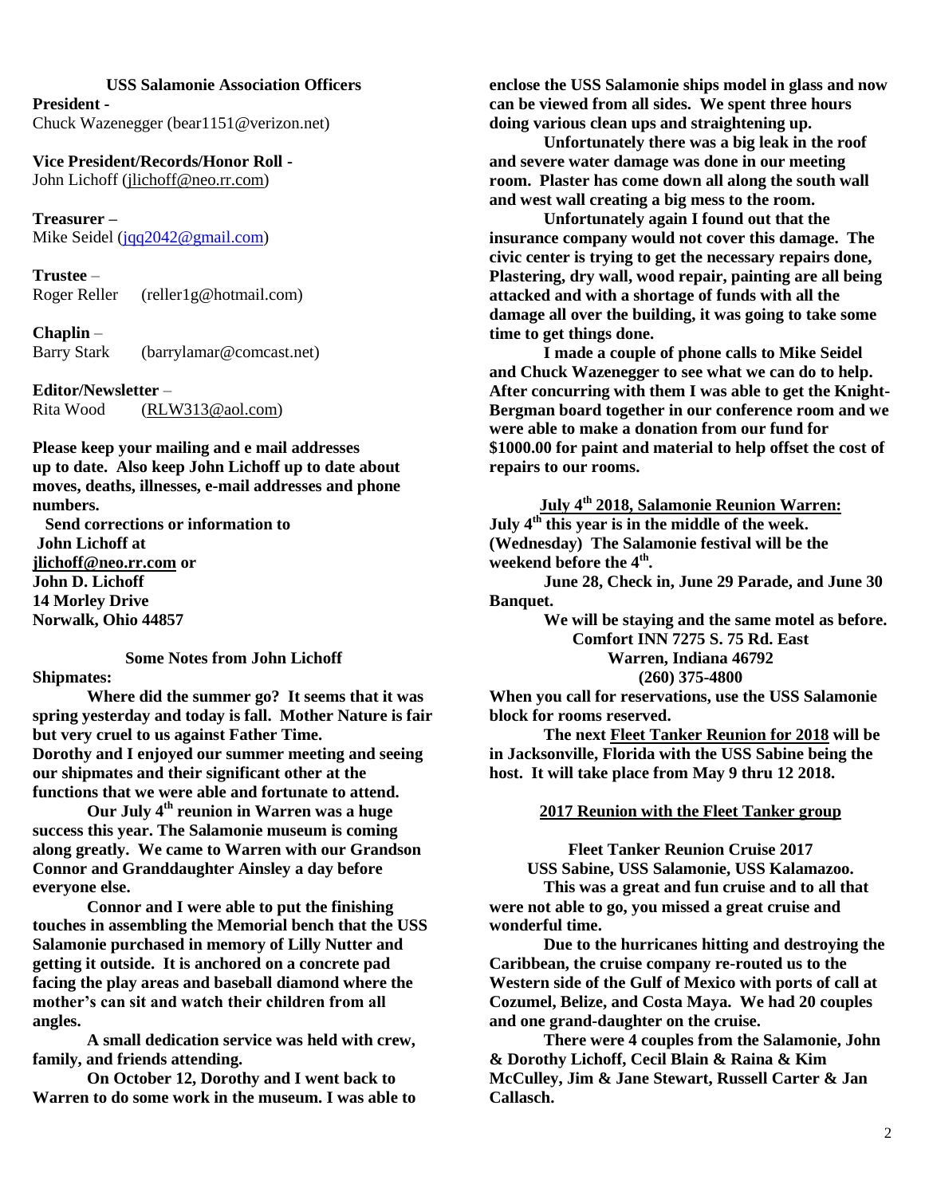## USS Salamonie Association Officers

**President -**
Chuck Wazenegger (bear1151@verizon.net)

**Vice President/Records/Honor Roll -**
John Lichoff (jlichoff@neo.rr.com)

**Treasurer –**
Mike Seidel (jqq2042@gmail.com)

**Trustee –**
Roger Reller (reller1g@hotmail.com)

**Chaplin –**
Barry Stark (barrylamar@comcast.net)

**Editor/Newsletter –**
Rita Wood (RLW313@aol.com)

**Please keep your mailing and e mail addresses up to date. Also keep John Lichoff up to date about moves, deaths, illnesses, e-mail addresses and phone numbers.**

**Send corrections or information to**
**John Lichoff at**
**jlichoff@neo.rr.com or**
**John D. Lichoff**
**14 Morley Drive**
**Norwalk, Ohio 44857**

### Some Notes from John Lichoff

**Shipmates:**

**Where did the summer go? It seems that it was spring yesterday and today is fall. Mother Nature is fair but very cruel to us against Father Time.**
**Dorothy and I enjoyed our summer meeting and seeing our shipmates and their significant other at the functions that we were able and fortunate to attend.**

**Our July 4th reunion in Warren was a huge success this year. The Salamonie museum is coming along greatly. We came to Warren with our Grandson Connor and Granddaughter Ainsley a day before everyone else.**

**Connor and I were able to put the finishing touches in assembling the Memorial bench that the USS Salamonie purchased in memory of Lilly Nutter and getting it outside. It is anchored on a concrete pad facing the play areas and baseball diamond where the mother's can sit and watch their children from all angles.**

**A small dedication service was held with crew, family, and friends attending.**

**On October 12, Dorothy and I went back to Warren to do some work in the museum. I was able to enclose the USS Salamonie ships model in glass and now can be viewed from all sides. We spent three hours doing various clean ups and straightening up.**

**Unfortunately there was a big leak in the roof and severe water damage was done in our meeting room. Plaster has come down all along the south wall and west wall creating a big mess to the room.**

**Unfortunately again I found out that the insurance company would not cover this damage. The civic center is trying to get the necessary repairs done, Plastering, dry wall, wood repair, painting are all being attacked and with a shortage of funds with all the damage all over the building, it was going to take some time to get things done.**

**I made a couple of phone calls to Mike Seidel and Chuck Wazenegger to see what we can do to help. After concurring with them I was able to get the Knight-Bergman board together in our conference room and we were able to make a donation from our fund for $1000.00 for paint and material to help offset the cost of repairs to our rooms.**

### July 4th 2018, Salamonie Reunion Warren:

**July 4th this year is in the middle of the week. (Wednesday) The Salamonie festival will be the weekend before the 4th.**

**June 28, Check in, June 29 Parade, and June 30 Banquet.**

**We will be staying and the same motel as before.**
**Comfort INN 7275 S. 75 Rd. East**
**Warren, Indiana 46792**
**(260) 375-4800**

**When you call for reservations, use the USS Salamonie block for rooms reserved.**

**The next Fleet Tanker Reunion for 2018 will be in Jacksonville, Florida with the USS Sabine being the host. It will take place from May 9 thru 12 2018.**

### 2017 Reunion with the Fleet Tanker group

**Fleet Tanker Reunion Cruise 2017**
**USS Sabine, USS Salamonie, USS Kalamazoo.**

**This was a great and fun cruise and to all that were not able to go, you missed a great cruise and wonderful time.**

**Due to the hurricanes hitting and destroying the Caribbean, the cruise company re-routed us to the Western side of the Gulf of Mexico with ports of call at Cozumel, Belize, and Costa Maya. We had 20 couples and one grand-daughter on the cruise.**

**There were 4 couples from the Salamonie, John & Dorothy Lichoff, Cecil Blain & Raina & Kim McCulley, Jim & Jane Stewart, Russell Carter & Jan Callasch.**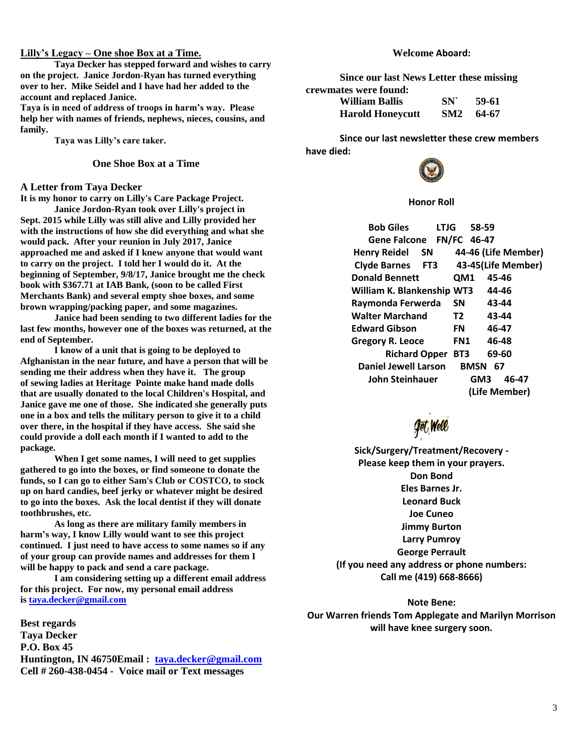## Lilly's Legacy – One shoe Box at a Time.

**Taya Decker has stepped forward and wishes to carry on the project. Janice Jordon-Ryan has turned everything over to her. Mike Seidel and I have had her added to the account and replaced Janice.**

**Taya is in need of address of troops in harm's way. Please help her with names of friends, nephews, nieces, cousins, and family.**

**Taya was Lilly's care taker.**

### One Shoe Box at a Time

### A Letter from Taya Decker

**It is my honor to carry on Lilly's Care Package Project.**

**Janice Jordon-Ryan took over Lilly's project in Sept. 2015 while Lilly was still alive and Lilly provided her with the instructions of how she did everything and what she would pack. After your reunion in July 2017, Janice approached me and asked if I knew anyone that would want to carry on the project. I told her I would do it. At the beginning of September, 9/8/17, Janice brought me the check book with $367.71 at IAB Bank, (soon to be called First Merchants Bank) and several empty shoe boxes, and some brown wrapping/packing paper, and some magazines.**

**Janice had been sending to two different ladies for the last few months, however one of the boxes was returned, at the end of September.**

**I know of a unit that is going to be deployed to Afghanistan in the near future, and have a person that will be sending me their address when they have it. The group of sewing ladies at Heritage Pointe make hand made dolls that are usually donated to the local Children's Hospital, and Janice gave me one of those. She indicated she generally puts one in a box and tells the military person to give it to a child over there, in the hospital if they have access. She said she could provide a doll each month if I wanted to add to the package.**

**When I get some names, I will need to get supplies gathered to go into the boxes, or find someone to donate the funds, so I can go to either Sam's Club or COSTCO, to stock up on hard candies, beef jerky or whatever might be desired to go into the boxes. Ask the local dentist if they will donate toothbrushes, etc.**

**As long as there are military family members in harm's way, I know Lilly would want to see this project continued. I just need to have access to some names so if any of your group can provide names and addresses for them I will be happy to pack and send a care package.**

**I am considering setting up a different email address for this project. For now, my personal email address is taya.decker@gmail.com**

**Best regards**
**Taya Decker**
**P.O. Box 45**
**Huntington, IN 46750Email : taya.decker@gmail.com**
**Cell # 260-438-0454 - Voice mail or Text messages**

### Welcome Aboard:

**Since our last News Letter these missing crewmates were found:**

| | | |
|---|---|---|
| **William Ballis** | **SN`** | **59-61** |
| **Harold Honeycutt** | **SM2** | **64-67** |

**Since our last newsletter these crew members have died:**

### Honor Roll

| | | |
|---|---|---|
| Bob Giles | LTJG | 58-59 |
| Gene Falcone | FN/FC | 46-47 |
| Henry Reidel | SN | 44-46 (Life Member) |
| Clyde Barnes | FT3 | 43-45(Life Member) |
| Donald Bennett | QM1 | 45-46 |
| William K. Blankenship | WT3 | 44-46 |
| Raymonda Ferwerda | SN | 43-44 |
| Walter Marchand | T2 | 43-44 |
| Edward Gibson | FN | 46-47 |
| Gregory R. Leoce | FN1 | 46-48 |
| Richard Opper | BT3 | 69-60 |
| Daniel Jewell Larson | BMSN | 67 |
| John Steinhauer | GM3 | 46-47 (Life Member) |

**Get Well**

**Sick/Surgery/Treatment/Recovery - Please keep them in your prayers.**

**Don Bond**
**Eles Barnes Jr.**
**Leonard Buck**
**Joe Cuneo**
**Jimmy Burton**
**Larry Pumroy**
**George Perrault**

**(If you need any address or phone numbers: Call me (419) 668-8666)**

**Note Bene:**

**Our Warren friends Tom Applegate and Marilyn Morrison will have knee surgery soon.**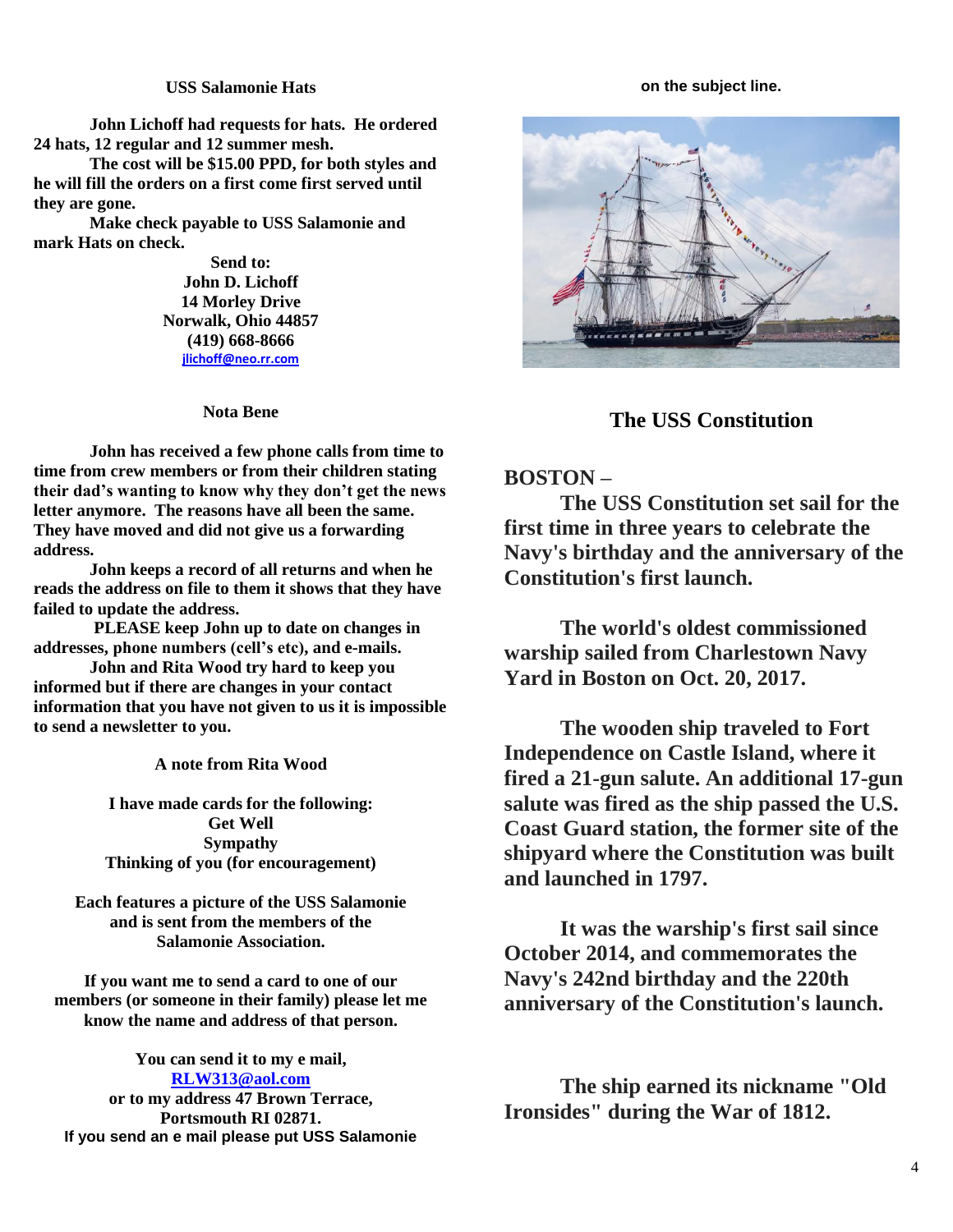### USS Salamonie Hats

**John Lichoff had requests for hats. He ordered 24 hats, 12 regular and 12 summer mesh.**

**The cost will be $15.00 PPD, for both styles and he will fill the orders on a first come first served until they are gone.**

**Make check payable to USS Salamonie and mark Hats on check.**

**Send to:**
**John D. Lichoff**
**14 Morley Drive**
**Norwalk, Ohio 44857**
**(419) 668-8666**
**jlichoff@neo.rr.com**

### Nota Bene

**John has received a few phone calls from time to time from crew members or from their children stating their dad's wanting to know why they don't get the news letter anymore. The reasons have all been the same. They have moved and did not give us a forwarding address.**

**John keeps a record of all returns and when he reads the address on file to them it shows that they have failed to update the address.**

**PLEASE keep John up to date on changes in addresses, phone numbers (cell's etc), and e-mails.**

**John and Rita Wood try hard to keep you informed but if there are changes in your contact information that you have not given to us it is impossible to send a newsletter to you.**

### A note from Rita Wood

**I have made cards for the following:**
**Get Well**
**Sympathy**
**Thinking of you (for encouragement)**

**Each features a picture of the USS Salamonie and is sent from the members of the Salamonie Association.**

**If you want me to send a card to one of our members (or someone in their family) please let me know the name and address of that person.**

**You can send it to my e mail, RLW313@aol.com or to my address 47 Brown Terrace, Portsmouth RI 02871.**
**If you send an e mail please put USS Salamonie on the subject line.**

## The USS Constitution

**BOSTON –**

**The USS Constitution set sail for the first time in three years to celebrate the Navy's birthday and the anniversary of the Constitution's first launch.**

**The world's oldest commissioned warship sailed from Charlestown Navy Yard in Boston on Oct. 20, 2017.**

**The wooden ship traveled to Fort Independence on Castle Island, where it fired a 21-gun salute. An additional 17-gun salute was fired as the ship passed the U.S. Coast Guard station, the former site of the shipyard where the Constitution was built and launched in 1797.**

**It was the warship's first sail since October 2014, and commemorates the Navy's 242nd birthday and the 220th anniversary of the Constitution's launch.**

**The ship earned its nickname "Old Ironsides" during the War of 1812.**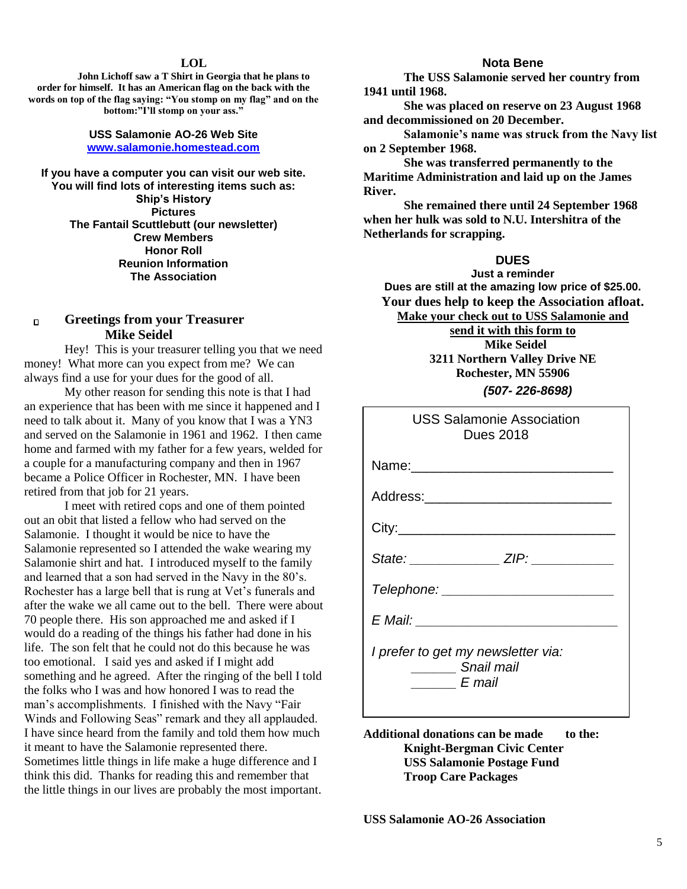## LOL

**John Lichoff saw a T Shirt in Georgia that he plans to order for himself. It has an American flag on the back with the words on top of the flag saying: "You stomp on my flag" and on the bottom:"I'll stomp on your ass."**

**USS Salamonie AO-26 Web Site**
**[www.salamonie.homestead.com](http://www.salamonie.homestead.com)**

**If you have a computer you can visit our web site. You will find lots of interesting items such as:**
**Ship's History**
**Pictures**
**The Fantail Scuttlebutt (our newsletter)**
**Crew Members**
**Honor Roll**
**Reunion Information**
**The Association**

## Greetings from your Treasurer Mike Seidel

Hey! This is your treasurer telling you that we need money! What more can you expect from me? We can always find a use for your dues for the good of all.

My other reason for sending this note is that I had an experience that has been with me since it happened and I need to talk about it. Many of you know that I was a YN3 and served on the Salamonie in 1961 and 1962. I then came home and farmed with my father for a few years, welded for a couple for a manufacturing company and then in 1967 became a Police Officer in Rochester, MN. I have been retired from that job for 21 years.

I meet with retired cops and one of them pointed out an obit that listed a fellow who had served on the Salamonie. I thought it would be nice to have the Salamonie represented so I attended the wake wearing my Salamonie shirt and hat. I introduced myself to the family and learned that a son had served in the Navy in the 80's. Rochester has a large bell that is rung at Vet's funerals and after the wake we all came out to the bell. There were about 70 people there. His son approached me and asked if I would do a reading of the things his father had done in his life. The son felt that he could not do this because he was too emotional. I said yes and asked if I might add something and he agreed. After the ringing of the bell I told the folks who I was and how honored I was to read the man's accomplishments. I finished with the Navy "Fair Winds and Following Seas" remark and they all applauded. I have since heard from the family and told them how much it meant to have the Salamonie represented there. Sometimes little things in life make a huge difference and I think this did. Thanks for reading this and remember that the little things in our lives are probably the most important.

## Nota Bene

**The USS Salamonie served her country from 1941 until 1968.**

**She was placed on reserve on 23 August 1968 and decommissioned on 20 December.**

**Salamonie's name was struck from the Navy list on 2 September 1968.**

**She was transferred permanently to the Maritime Administration and laid up on the James River.**

**She remained there until 24 September 1968 when her hulk was sold to N.U. Intershitra of the Netherlands for scrapping.**

## DUES

**Just a reminder**
**Dues are still at the amazing low price of $25.00.**
**Your dues help to keep the Association afloat.**
**<u>Make your check out to USS Salamonie and send it with this form to</u>**
**Mike Seidel**
**3211 Northern Valley Drive NE**
**Rochester, MN 55906**
***(507- 226-8698)***

USS Salamonie Association
Dues 2018

Name:\_\_\_\_\_\_\_\_\_\_\_\_\_\_\_\_\_\_\_\_\_\_\_\_\_\_\_

Address:\_\_\_\_\_\_\_\_\_\_\_\_\_\_\_\_\_\_\_\_\_\_\_\_\_

City:\_\_\_\_\_\_\_\_\_\_\_\_\_\_\_\_\_\_\_\_\_\_\_\_\_\_\_\_\_

*State:* \_\_\_\_\_\_\_\_\_\_\_\_ *ZIP:* \_\_\_\_\_\_\_\_\_\_\_

*Telephone:* \_\_\_\_\_\_\_\_\_\_\_\_\_\_\_\_\_\_\_\_\_\_\_\_

*E Mail:* \_\_\_\_\_\_\_\_\_\_\_\_\_\_\_\_\_\_\_\_\_\_\_\_\_\_\_\_

*I prefer to get my newsletter via:*
\_\_\_\_\_\_ *Snail mail*
\_\_\_\_\_\_ *E mail*

**Additional donations can be made to the:**
**Knight-Bergman Civic Center**
**USS Salamonie Postage Fund**
**Troop Care Packages**

**USS Salamonie AO-26 Association**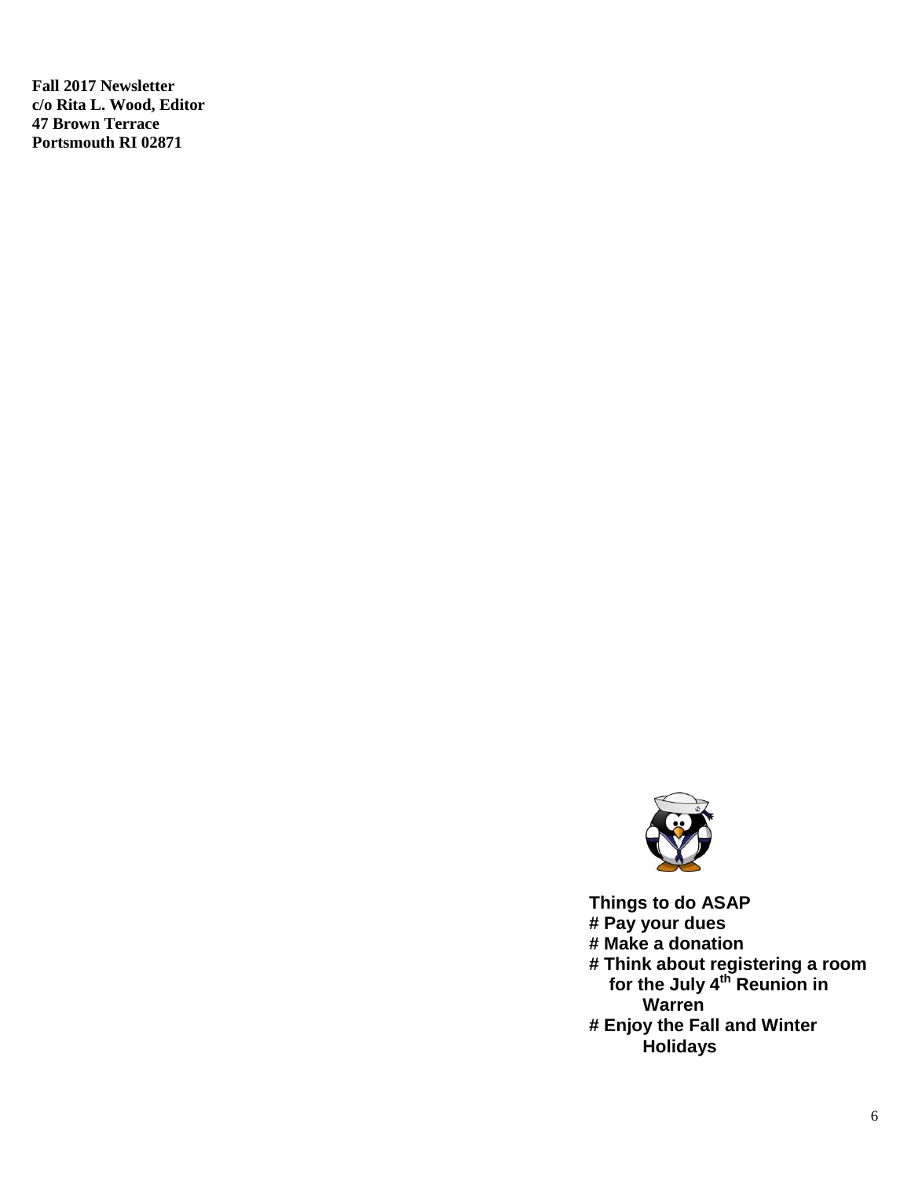**Fall 2017 Newsletter**
**c/o Rita L. Wood, Editor**
**47 Brown Terrace**
**Portsmouth RI 02871**

**Things to do ASAP**

**# Pay your dues**

**# Make a donation**

**# Think about registering a room for the July 4th Reunion in Warren**

**# Enjoy the Fall and Winter Holidays**